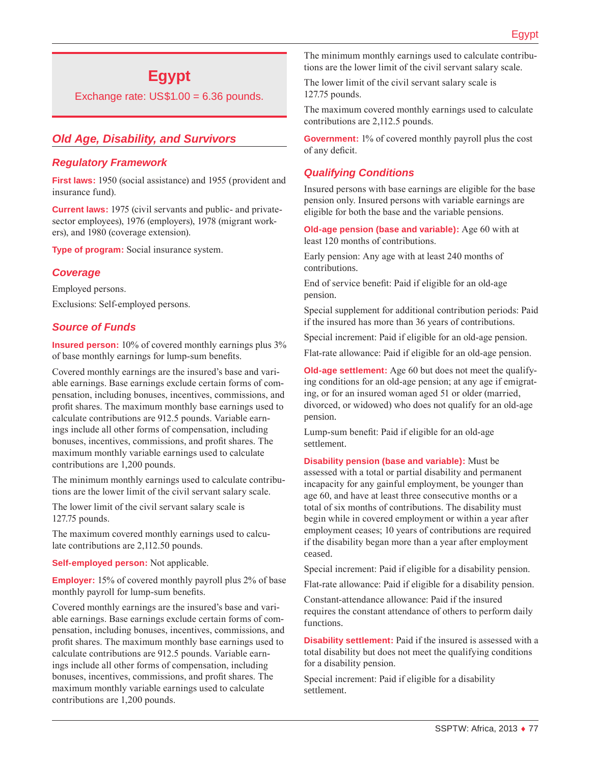# Egypt

Exchange rate: US$1.00 = 6.36 pounds.

## Old Age, Disability, and Survivors

### Regulatory Framework

**First laws:** 1950 (social assistance) and 1955 (provident and insurance fund).

**Current laws:** 1975 (civil servants and public- and private-sector employees), 1976 (employers), 1978 (migrant workers), and 1980 (coverage extension).

**Type of program:** Social insurance system.

### Coverage

Employed persons.

Exclusions: Self-employed persons.

### Source of Funds

**Insured person:** 10% of covered monthly earnings plus 3% of base monthly earnings for lump-sum benefits.

Covered monthly earnings are the insured's base and variable earnings. Base earnings exclude certain forms of compensation, including bonuses, incentives, commissions, and profit shares. The maximum monthly base earnings used to calculate contributions are 912.5 pounds. Variable earnings include all other forms of compensation, including bonuses, incentives, commissions, and profit shares. The maximum monthly variable earnings used to calculate contributions are 1,200 pounds.

The minimum monthly earnings used to calculate contributions are the lower limit of the civil servant salary scale.

The lower limit of the civil servant salary scale is 127.75 pounds.

The maximum covered monthly earnings used to calculate contributions are 2,112.50 pounds.

**Self-employed person:** Not applicable.

**Employer:** 15% of covered monthly payroll plus 2% of base monthly payroll for lump-sum benefits.

Covered monthly earnings are the insured's base and variable earnings. Base earnings exclude certain forms of compensation, including bonuses, incentives, commissions, and profit shares. The maximum monthly base earnings used to calculate contributions are 912.5 pounds. Variable earnings include all other forms of compensation, including bonuses, incentives, commissions, and profit shares. The maximum monthly variable earnings used to calculate contributions are 1,200 pounds.

The minimum monthly earnings used to calculate contributions are the lower limit of the civil servant salary scale.

The lower limit of the civil servant salary scale is 127.75 pounds.

The maximum covered monthly earnings used to calculate contributions are 2,112.5 pounds.

**Government:** 1% of covered monthly payroll plus the cost of any deficit.

### Qualifying Conditions

Insured persons with base earnings are eligible for the base pension only. Insured persons with variable earnings are eligible for both the base and the variable pensions.

**Old-age pension (base and variable):** Age 60 with at least 120 months of contributions.

Early pension: Any age with at least 240 months of contributions.

End of service benefit: Paid if eligible for an old-age pension.

Special supplement for additional contribution periods: Paid if the insured has more than 36 years of contributions.

Special increment: Paid if eligible for an old-age pension.

Flat-rate allowance: Paid if eligible for an old-age pension.

**Old-age settlement:** Age 60 but does not meet the qualifying conditions for an old-age pension; at any age if emigrating, or for an insured woman aged 51 or older (married, divorced, or widowed) who does not qualify for an old-age pension.

Lump-sum benefit: Paid if eligible for an old-age settlement.

**Disability pension (base and variable):** Must be assessed with a total or partial disability and permanent incapacity for any gainful employment, be younger than age 60, and have at least three consecutive months or a total of six months of contributions. The disability must begin while in covered employment or within a year after employment ceases; 10 years of contributions are required if the disability began more than a year after employment ceased.

Special increment: Paid if eligible for a disability pension.

Flat-rate allowance: Paid if eligible for a disability pension.

Constant-attendance allowance: Paid if the insured requires the constant attendance of others to perform daily functions.

**Disability settlement:** Paid if the insured is assessed with a total disability but does not meet the qualifying conditions for a disability pension.

Special increment: Paid if eligible for a disability settlement.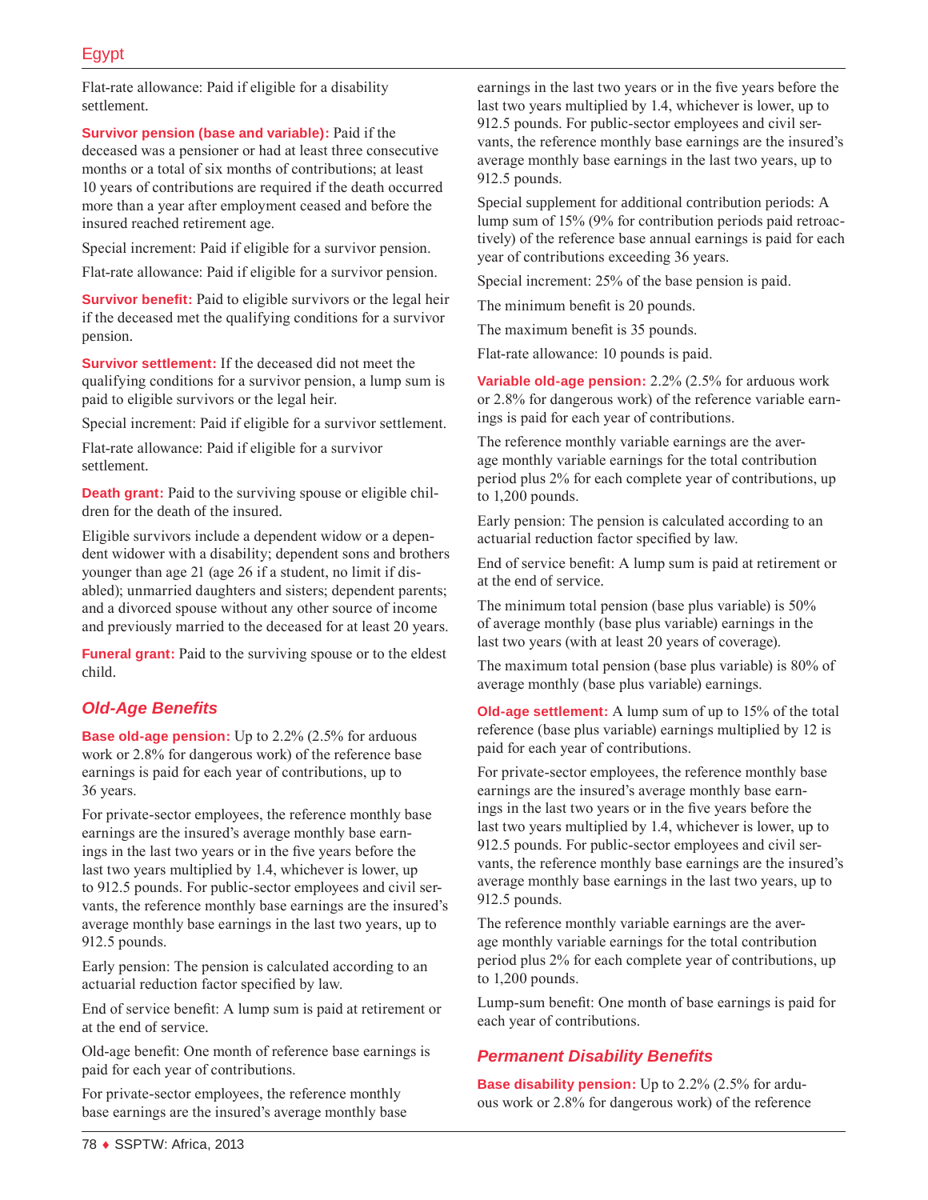Flat-rate allowance: Paid if eligible for a disability settlement.

**Survivor pension (base and variable):** Paid if the deceased was a pensioner or had at least three consecutive months or a total of six months of contributions; at least 10 years of contributions are required if the death occurred more than a year after employment ceased and before the insured reached retirement age.

Special increment: Paid if eligible for a survivor pension.

Flat-rate allowance: Paid if eligible for a survivor pension.

**Survivor benefit:** Paid to eligible survivors or the legal heir if the deceased met the qualifying conditions for a survivor pension.

**Survivor settlement:** If the deceased did not meet the qualifying conditions for a survivor pension, a lump sum is paid to eligible survivors or the legal heir.

Special increment: Paid if eligible for a survivor settlement.

Flat-rate allowance: Paid if eligible for a survivor settlement.

**Death grant:** Paid to the surviving spouse or eligible children for the death of the insured.

Eligible survivors include a dependent widow or a dependent widower with a disability; dependent sons and brothers younger than age 21 (age 26 if a student, no limit if disabled); unmarried daughters and sisters; dependent parents; and a divorced spouse without any other source of income and previously married to the deceased for at least 20 years.

**Funeral grant:** Paid to the surviving spouse or to the eldest child.

## *Old-Age Benefits*

**Base old-age pension:** Up to 2.2% (2.5% for arduous work or 2.8% for dangerous work) of the reference base earnings is paid for each year of contributions, up to 36 years.

For private-sector employees, the reference monthly base earnings are the insured's average monthly base earnings in the last two years or in the five years before the last two years multiplied by 1.4, whichever is lower, up to 912.5 pounds. For public-sector employees and civil servants, the reference monthly base earnings are the insured's average monthly base earnings in the last two years, up to 912.5 pounds.

Early pension: The pension is calculated according to an actuarial reduction factor specified by law.

End of service benefit: A lump sum is paid at retirement or at the end of service.

Old-age benefit: One month of reference base earnings is paid for each year of contributions.

For private-sector employees, the reference monthly base earnings are the insured's average monthly base earnings in the last two years or in the five years before the last two years multiplied by 1.4, whichever is lower, up to 912.5 pounds. For public-sector employees and civil servants, the reference monthly base earnings are the insured's average monthly base earnings in the last two years, up to 912.5 pounds.

Special supplement for additional contribution periods: A lump sum of 15% (9% for contribution periods paid retroactively) of the reference base annual earnings is paid for each year of contributions exceeding 36 years.

Special increment: 25% of the base pension is paid.

The minimum benefit is 20 pounds.

The maximum benefit is 35 pounds.

Flat-rate allowance: 10 pounds is paid.

**Variable old-age pension:** 2.2% (2.5% for arduous work or 2.8% for dangerous work) of the reference variable earnings is paid for each year of contributions.

The reference monthly variable earnings are the average monthly variable earnings for the total contribution period plus 2% for each complete year of contributions, up to 1,200 pounds.

Early pension: The pension is calculated according to an actuarial reduction factor specified by law.

End of service benefit: A lump sum is paid at retirement or at the end of service.

The minimum total pension (base plus variable) is 50% of average monthly (base plus variable) earnings in the last two years (with at least 20 years of coverage).

The maximum total pension (base plus variable) is 80% of average monthly (base plus variable) earnings.

**Old-age settlement:** A lump sum of up to 15% of the total reference (base plus variable) earnings multiplied by 12 is paid for each year of contributions.

For private-sector employees, the reference monthly base earnings are the insured's average monthly base earnings in the last two years or in the five years before the last two years multiplied by 1.4, whichever is lower, up to 912.5 pounds. For public-sector employees and civil servants, the reference monthly base earnings are the insured's average monthly base earnings in the last two years, up to 912.5 pounds.

The reference monthly variable earnings are the average monthly variable earnings for the total contribution period plus 2% for each complete year of contributions, up to 1,200 pounds.

Lump-sum benefit: One month of base earnings is paid for each year of contributions.

## *Permanent Disability Benefits*

**Base disability pension:** Up to 2.2% (2.5% for arduous work or 2.8% for dangerous work) of the reference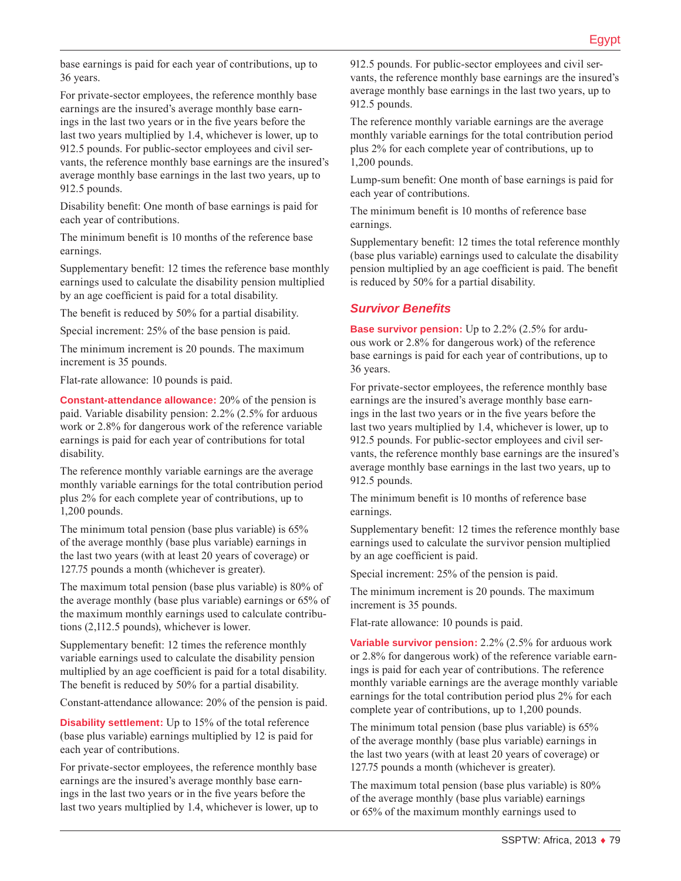base earnings is paid for each year of contributions, up to 36 years.

For private-sector employees, the reference monthly base earnings are the insured's average monthly base earnings in the last two years or in the five years before the last two years multiplied by 1.4, whichever is lower, up to 912.5 pounds. For public-sector employees and civil servants, the reference monthly base earnings are the insured's average monthly base earnings in the last two years, up to 912.5 pounds.

Disability benefit: One month of base earnings is paid for each year of contributions.

The minimum benefit is 10 months of the reference base earnings.

Supplementary benefit: 12 times the reference base monthly earnings used to calculate the disability pension multiplied by an age coefficient is paid for a total disability.

The benefit is reduced by 50% for a partial disability.

Special increment: 25% of the base pension is paid.

The minimum increment is 20 pounds. The maximum increment is 35 pounds.

Flat-rate allowance: 10 pounds is paid.

**Constant-attendance allowance:** 20% of the pension is paid. Variable disability pension: 2.2% (2.5% for arduous work or 2.8% for dangerous work of the reference variable earnings is paid for each year of contributions for total disability.

The reference monthly variable earnings are the average monthly variable earnings for the total contribution period plus 2% for each complete year of contributions, up to 1,200 pounds.

The minimum total pension (base plus variable) is 65% of the average monthly (base plus variable) earnings in the last two years (with at least 20 years of coverage) or 127.75 pounds a month (whichever is greater).

The maximum total pension (base plus variable) is 80% of the average monthly (base plus variable) earnings or 65% of the maximum monthly earnings used to calculate contributions (2,112.5 pounds), whichever is lower.

Supplementary benefit: 12 times the reference monthly variable earnings used to calculate the disability pension multiplied by an age coefficient is paid for a total disability. The benefit is reduced by 50% for a partial disability.

Constant-attendance allowance: 20% of the pension is paid.

**Disability settlement:** Up to 15% of the total reference (base plus variable) earnings multiplied by 12 is paid for each year of contributions.

For private-sector employees, the reference monthly base earnings are the insured's average monthly base earnings in the last two years or in the five years before the last two years multiplied by 1.4, whichever is lower, up to 912.5 pounds. For public-sector employees and civil servants, the reference monthly base earnings are the insured's average monthly base earnings in the last two years, up to 912.5 pounds.

The reference monthly variable earnings are the average monthly variable earnings for the total contribution period plus 2% for each complete year of contributions, up to 1,200 pounds.

Lump-sum benefit: One month of base earnings is paid for each year of contributions.

The minimum benefit is 10 months of reference base earnings.

Supplementary benefit: 12 times the total reference monthly (base plus variable) earnings used to calculate the disability pension multiplied by an age coefficient is paid. The benefit is reduced by 50% for a partial disability.

### *Survivor Benefits*

**Base survivor pension:** Up to 2.2% (2.5% for arduous work or 2.8% for dangerous work) of the reference base earnings is paid for each year of contributions, up to 36 years.

For private-sector employees, the reference monthly base earnings are the insured's average monthly base earnings in the last two years or in the five years before the last two years multiplied by 1.4, whichever is lower, up to 912.5 pounds. For public-sector employees and civil servants, the reference monthly base earnings are the insured's average monthly base earnings in the last two years, up to 912.5 pounds.

The minimum benefit is 10 months of reference base earnings.

Supplementary benefit: 12 times the reference monthly base earnings used to calculate the survivor pension multiplied by an age coefficient is paid.

Special increment: 25% of the pension is paid.

The minimum increment is 20 pounds. The maximum increment is 35 pounds.

Flat-rate allowance: 10 pounds is paid.

**Variable survivor pension:** 2.2% (2.5% for arduous work or 2.8% for dangerous work) of the reference variable earnings is paid for each year of contributions. The reference monthly variable earnings are the average monthly variable earnings for the total contribution period plus 2% for each complete year of contributions, up to 1,200 pounds.

The minimum total pension (base plus variable) is 65% of the average monthly (base plus variable) earnings in the last two years (with at least 20 years of coverage) or 127.75 pounds a month (whichever is greater).

The maximum total pension (base plus variable) is 80% of the average monthly (base plus variable) earnings or 65% of the maximum monthly earnings used to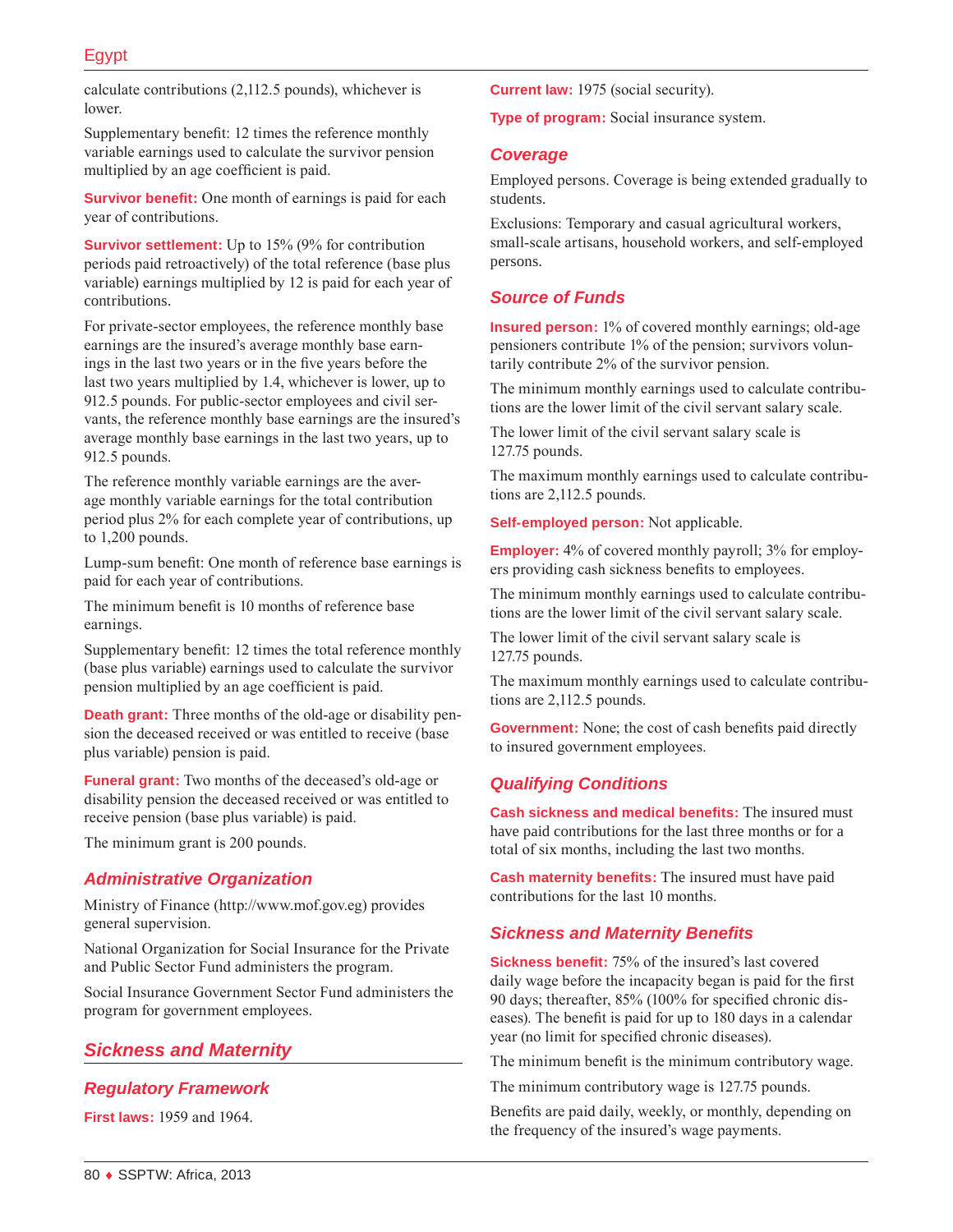calculate contributions (2,112.5 pounds), whichever is lower.

Supplementary benefit: 12 times the reference monthly variable earnings used to calculate the survivor pension multiplied by an age coefficient is paid.

**Survivor benefit:** One month of earnings is paid for each year of contributions.

**Survivor settlement:** Up to 15% (9% for contribution periods paid retroactively) of the total reference (base plus variable) earnings multiplied by 12 is paid for each year of contributions.

For private-sector employees, the reference monthly base earnings are the insured's average monthly base earnings in the last two years or in the five years before the last two years multiplied by 1.4, whichever is lower, up to 912.5 pounds. For public-sector employees and civil servants, the reference monthly base earnings are the insured's average monthly base earnings in the last two years, up to 912.5 pounds.

The reference monthly variable earnings are the average monthly variable earnings for the total contribution period plus 2% for each complete year of contributions, up to 1,200 pounds.

Lump-sum benefit: One month of reference base earnings is paid for each year of contributions.

The minimum benefit is 10 months of reference base earnings.

Supplementary benefit: 12 times the total reference monthly (base plus variable) earnings used to calculate the survivor pension multiplied by an age coefficient is paid.

**Death grant:** Three months of the old-age or disability pension the deceased received or was entitled to receive (base plus variable) pension is paid.

**Funeral grant:** Two months of the deceased's old-age or disability pension the deceased received or was entitled to receive pension (base plus variable) is paid.

The minimum grant is 200 pounds.

### Administrative Organization

Ministry of Finance (http://www.mof.gov.eg) provides general supervision.

National Organization for Social Insurance for the Private and Public Sector Fund administers the program.

Social Insurance Government Sector Fund administers the program for government employees.

## Sickness and Maternity

### Regulatory Framework

**First laws:** 1959 and 1964.

**Current law:** 1975 (social security).

**Type of program:** Social insurance system.

### Coverage

Employed persons. Coverage is being extended gradually to students.

Exclusions: Temporary and casual agricultural workers, small-scale artisans, household workers, and self-employed persons.

### Source of Funds

**Insured person:** 1% of covered monthly earnings; old-age pensioners contribute 1% of the pension; survivors voluntarily contribute 2% of the survivor pension.

The minimum monthly earnings used to calculate contributions are the lower limit of the civil servant salary scale.

The lower limit of the civil servant salary scale is 127.75 pounds.

The maximum monthly earnings used to calculate contributions are 2,112.5 pounds.

**Self-employed person:** Not applicable.

**Employer:** 4% of covered monthly payroll; 3% for employers providing cash sickness benefits to employees.

The minimum monthly earnings used to calculate contributions are the lower limit of the civil servant salary scale.

The lower limit of the civil servant salary scale is 127.75 pounds.

The maximum monthly earnings used to calculate contributions are 2,112.5 pounds.

**Government:** None; the cost of cash benefits paid directly to insured government employees.

### Qualifying Conditions

**Cash sickness and medical benefits:** The insured must have paid contributions for the last three months or for a total of six months, including the last two months.

**Cash maternity benefits:** The insured must have paid contributions for the last 10 months.

### Sickness and Maternity Benefits

**Sickness benefit:** 75% of the insured's last covered daily wage before the incapacity began is paid for the first 90 days; thereafter, 85% (100% for specified chronic diseases). The benefit is paid for up to 180 days in a calendar year (no limit for specified chronic diseases).

The minimum benefit is the minimum contributory wage.

The minimum contributory wage is 127.75 pounds.

Benefits are paid daily, weekly, or monthly, depending on the frequency of the insured's wage payments.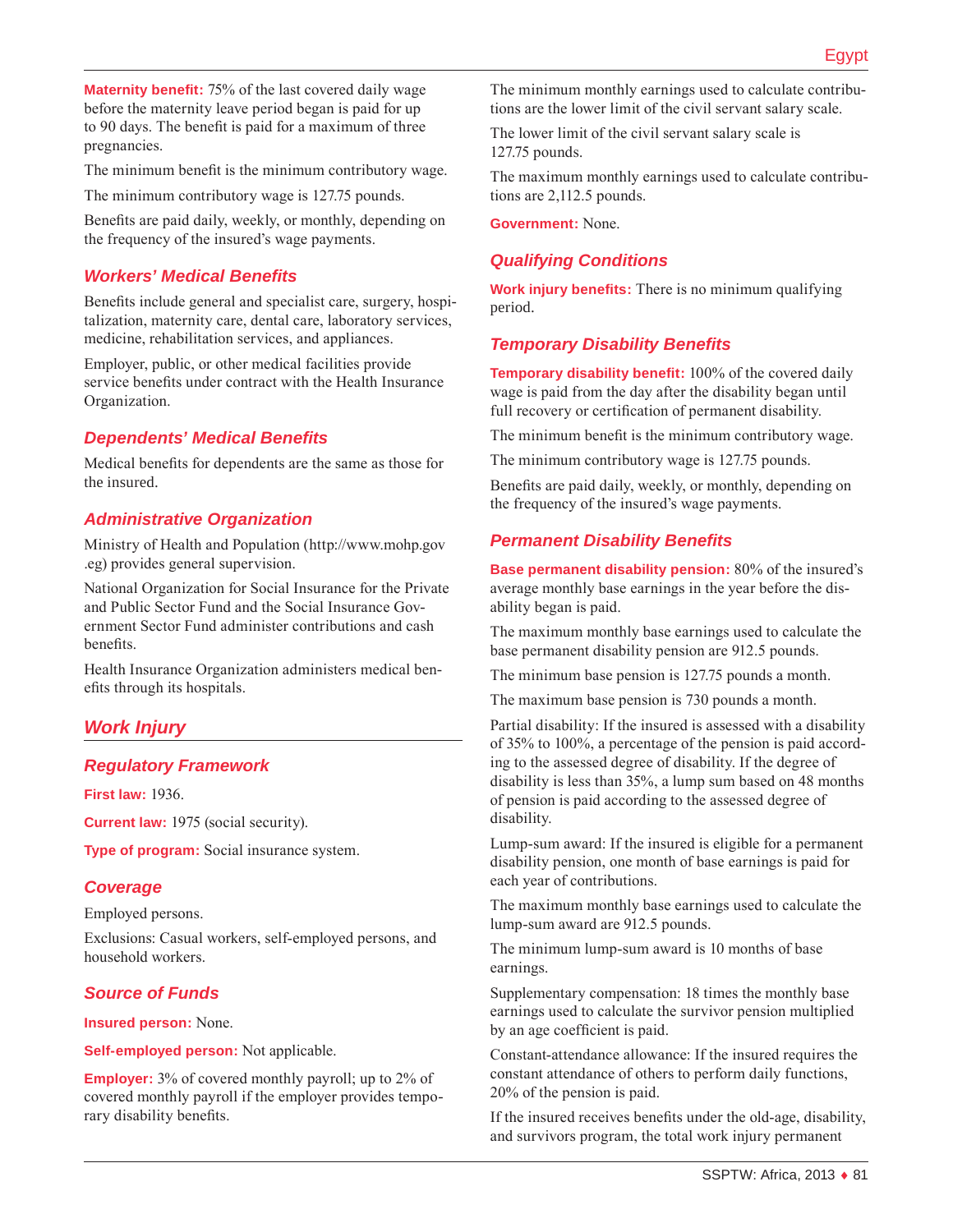**Maternity benefit:** 75% of the last covered daily wage before the maternity leave period began is paid for up to 90 days. The benefit is paid for a maximum of three pregnancies.

The minimum benefit is the minimum contributory wage.

The minimum contributory wage is 127.75 pounds.

Benefits are paid daily, weekly, or monthly, depending on the frequency of the insured's wage payments.

### *Workers' Medical Benefits*

Benefits include general and specialist care, surgery, hospitalization, maternity care, dental care, laboratory services, medicine, rehabilitation services, and appliances.

Employer, public, or other medical facilities provide service benefits under contract with the Health Insurance Organization.

### *Dependents' Medical Benefits*

Medical benefits for dependents are the same as those for the insured.

### *Administrative Organization*

Ministry of Health and Population (http://www.mohp.gov.eg) provides general supervision.

National Organization for Social Insurance for the Private and Public Sector Fund and the Social Insurance Government Sector Fund administer contributions and cash benefits.

Health Insurance Organization administers medical benefits through its hospitals.

## *Work Injury*

### *Regulatory Framework*

**First law:** 1936.

**Current law:** 1975 (social security).

**Type of program:** Social insurance system.

### *Coverage*

Employed persons.

Exclusions: Casual workers, self-employed persons, and household workers.

### *Source of Funds*

**Insured person:** None.

**Self-employed person:** Not applicable.

**Employer:** 3% of covered monthly payroll; up to 2% of covered monthly payroll if the employer provides temporary disability benefits.

The minimum monthly earnings used to calculate contributions are the lower limit of the civil servant salary scale.

The lower limit of the civil servant salary scale is 127.75 pounds.

The maximum monthly earnings used to calculate contributions are 2,112.5 pounds.

**Government:** None.

### *Qualifying Conditions*

**Work injury benefits:** There is no minimum qualifying period.

### *Temporary Disability Benefits*

**Temporary disability benefit:** 100% of the covered daily wage is paid from the day after the disability began until full recovery or certification of permanent disability.

The minimum benefit is the minimum contributory wage.

The minimum contributory wage is 127.75 pounds.

Benefits are paid daily, weekly, or monthly, depending on the frequency of the insured's wage payments.

### *Permanent Disability Benefits*

**Base permanent disability pension:** 80% of the insured's average monthly base earnings in the year before the disability began is paid.

The maximum monthly base earnings used to calculate the base permanent disability pension are 912.5 pounds.

The minimum base pension is 127.75 pounds a month.

The maximum base pension is 730 pounds a month.

Partial disability: If the insured is assessed with a disability of 35% to 100%, a percentage of the pension is paid according to the assessed degree of disability. If the degree of disability is less than 35%, a lump sum based on 48 months of pension is paid according to the assessed degree of disability.

Lump-sum award: If the insured is eligible for a permanent disability pension, one month of base earnings is paid for each year of contributions.

The maximum monthly base earnings used to calculate the lump-sum award are 912.5 pounds.

The minimum lump-sum award is 10 months of base earnings.

Supplementary compensation: 18 times the monthly base earnings used to calculate the survivor pension multiplied by an age coefficient is paid.

Constant-attendance allowance: If the insured requires the constant attendance of others to perform daily functions, 20% of the pension is paid.

If the insured receives benefits under the old-age, disability, and survivors program, the total work injury permanent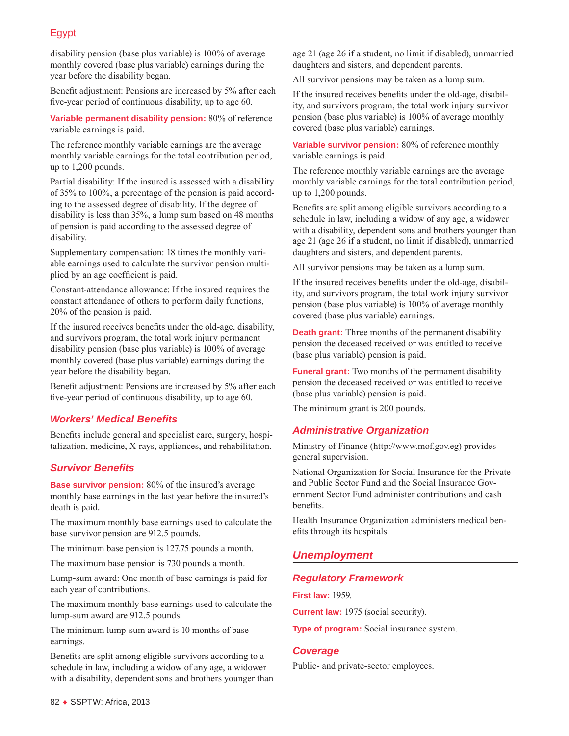disability pension (base plus variable) is 100% of average monthly covered (base plus variable) earnings during the year before the disability began.

Benefit adjustment: Pensions are increased by 5% after each five-year period of continuous disability, up to age 60.

**Variable permanent disability pension:** 80% of reference variable earnings is paid.

The reference monthly variable earnings are the average monthly variable earnings for the total contribution period, up to 1,200 pounds.

Partial disability: If the insured is assessed with a disability of 35% to 100%, a percentage of the pension is paid according to the assessed degree of disability. If the degree of disability is less than 35%, a lump sum based on 48 months of pension is paid according to the assessed degree of disability.

Supplementary compensation: 18 times the monthly variable earnings used to calculate the survivor pension multiplied by an age coefficient is paid.

Constant-attendance allowance: If the insured requires the constant attendance of others to perform daily functions, 20% of the pension is paid.

If the insured receives benefits under the old-age, disability, and survivors program, the total work injury permanent disability pension (base plus variable) is 100% of average monthly covered (base plus variable) earnings during the year before the disability began.

Benefit adjustment: Pensions are increased by 5% after each five-year period of continuous disability, up to age 60.

### *Workers' Medical Benefits*

Benefits include general and specialist care, surgery, hospitalization, medicine, X-rays, appliances, and rehabilitation.

### *Survivor Benefits*

**Base survivor pension:** 80% of the insured's average monthly base earnings in the last year before the insured's death is paid.

The maximum monthly base earnings used to calculate the base survivor pension are 912.5 pounds.

The minimum base pension is 127.75 pounds a month.

The maximum base pension is 730 pounds a month.

Lump-sum award: One month of base earnings is paid for each year of contributions.

The maximum monthly base earnings used to calculate the lump-sum award are 912.5 pounds.

The minimum lump-sum award is 10 months of base earnings.

Benefits are split among eligible survivors according to a schedule in law, including a widow of any age, a widower with a disability, dependent sons and brothers younger than age 21 (age 26 if a student, no limit if disabled), unmarried daughters and sisters, and dependent parents.

All survivor pensions may be taken as a lump sum.

If the insured receives benefits under the old-age, disability, and survivors program, the total work injury survivor pension (base plus variable) is 100% of average monthly covered (base plus variable) earnings.

**Variable survivor pension:** 80% of reference monthly variable earnings is paid.

The reference monthly variable earnings are the average monthly variable earnings for the total contribution period, up to 1,200 pounds.

Benefits are split among eligible survivors according to a schedule in law, including a widow of any age, a widower with a disability, dependent sons and brothers younger than age 21 (age 26 if a student, no limit if disabled), unmarried daughters and sisters, and dependent parents.

All survivor pensions may be taken as a lump sum.

If the insured receives benefits under the old-age, disability, and survivors program, the total work injury survivor pension (base plus variable) is 100% of average monthly covered (base plus variable) earnings.

**Death grant:** Three months of the permanent disability pension the deceased received or was entitled to receive (base plus variable) pension is paid.

**Funeral grant:** Two months of the permanent disability pension the deceased received or was entitled to receive (base plus variable) pension is paid.

The minimum grant is 200 pounds.

### *Administrative Organization*

Ministry of Finance (http://www.mof.gov.eg) provides general supervision.

National Organization for Social Insurance for the Private and Public Sector Fund and the Social Insurance Government Sector Fund administer contributions and cash benefits.

Health Insurance Organization administers medical benefits through its hospitals.

## *Unemployment*

### *Regulatory Framework*

**First law:** 1959.

**Current law:** 1975 (social security).

**Type of program:** Social insurance system.

### *Coverage*

Public- and private-sector employees.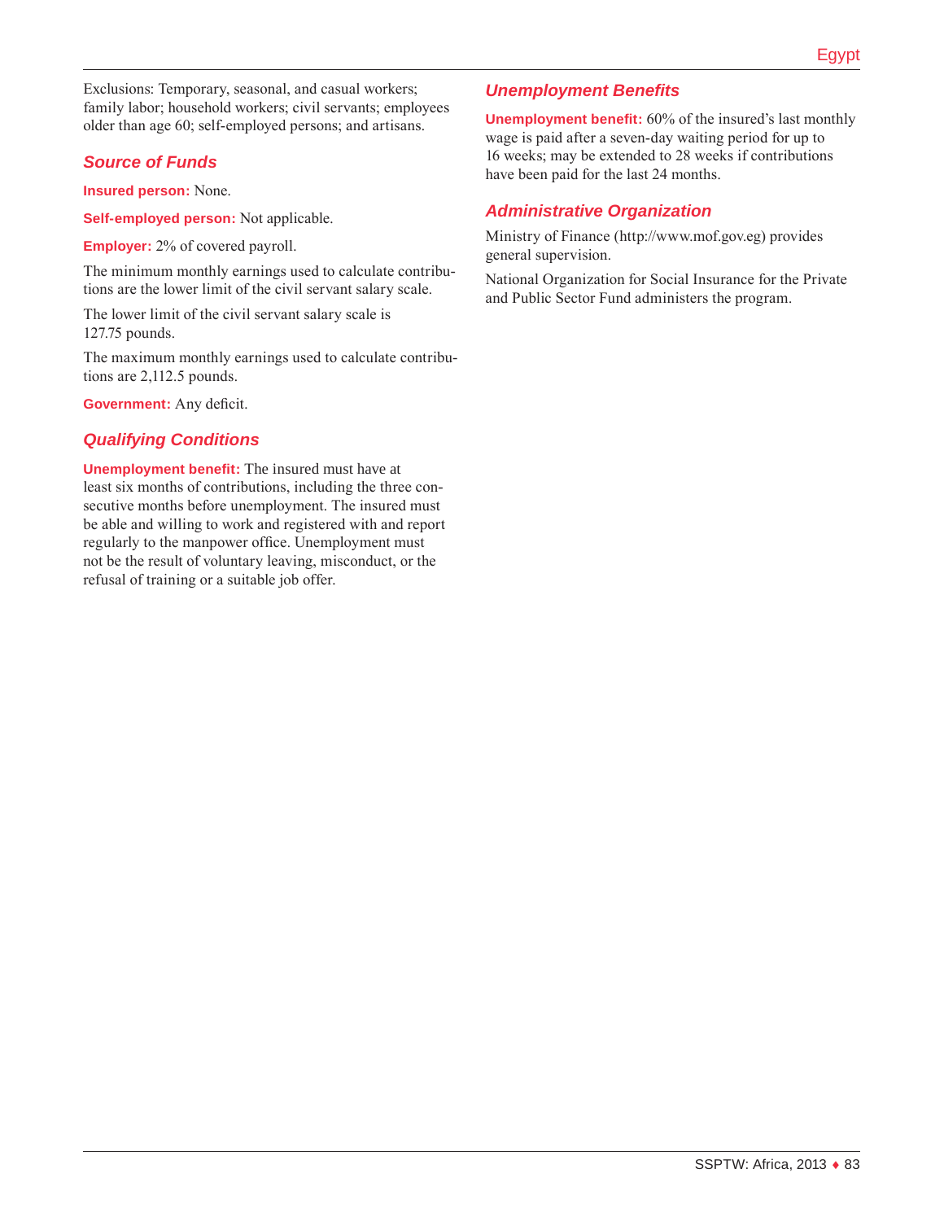Exclusions: Temporary, seasonal, and casual workers; family labor; household workers; civil servants; employees older than age 60; self-employed persons; and artisans.

### Source of Funds

**Insured person:** None.

**Self-employed person:** Not applicable.

**Employer:** 2% of covered payroll.

The minimum monthly earnings used to calculate contributions are the lower limit of the civil servant salary scale.

The lower limit of the civil servant salary scale is 127.75 pounds.

The maximum monthly earnings used to calculate contributions are 2,112.5 pounds.

**Government:** Any deficit.

### Qualifying Conditions

**Unemployment benefit:** The insured must have at least six months of contributions, including the three consecutive months before unemployment. The insured must be able and willing to work and registered with and report regularly to the manpower office. Unemployment must not be the result of voluntary leaving, misconduct, or the refusal of training or a suitable job offer.

### Unemployment Benefits

**Unemployment benefit:** 60% of the insured's last monthly wage is paid after a seven-day waiting period for up to 16 weeks; may be extended to 28 weeks if contributions have been paid for the last 24 months.

### Administrative Organization

Ministry of Finance (http://www.mof.gov.eg) provides general supervision.

National Organization for Social Insurance for the Private and Public Sector Fund administers the program.